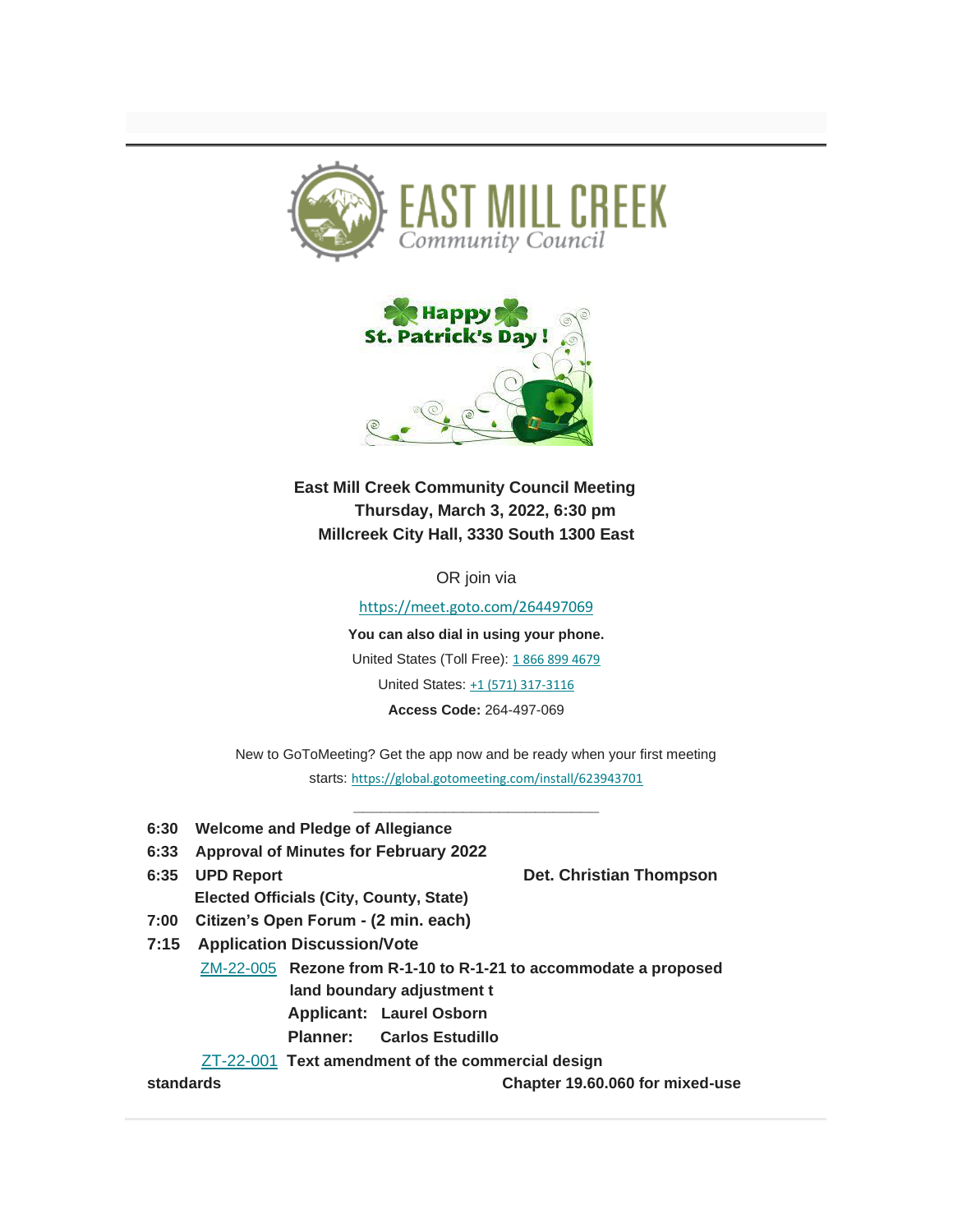**East Mill Creek Community Council Meeting**
**Thursday, March 3, 2022, 6:30 pm**
**Millcreek City Hall, 3330 South 1300 East**

OR join via

https://meet.goto.com/264497069

**You can also dial in using your phone.**

United States (Toll Free): 1 866 899 4679

United States: +1 (571) 317-3116

**Access Code:** 264-497-069

New to GoToMeeting? Get the app now and be ready when your first meeting starts: https://global.gotomeeting.com/install/623943701

______________________________

**6:30 Welcome and Pledge of Allegiance**

**6:33 Approval of Minutes for February 2022**

**6:35 UPD Report** **Det. Christian Thompson**

**Elected Officials (City, County, State)**

**7:00 Citizen's Open Forum - (2 min. each)**

**7:15 Application Discussion/Vote**

ZM-22-005 **Rezone from R-1-10 to R-1-21 to accommodate a proposed land boundary adjustment t**

**Applicant: Laurel Osborn**

**Planner: Carlos Estudillo**

ZT-22-001 **Text amendment of the commercial design standards Chapter 19.60.060 for mixed-use**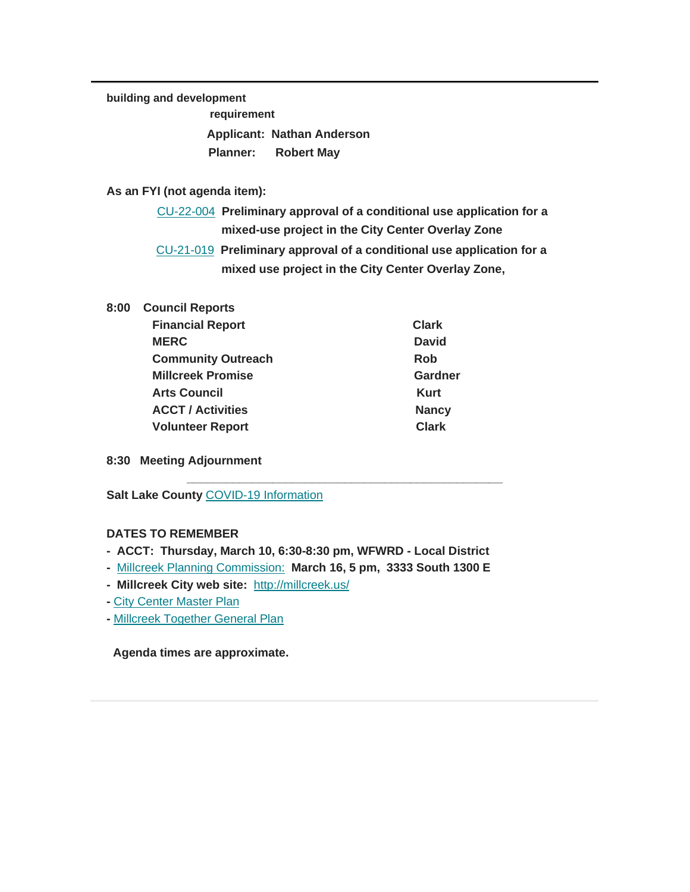**building and development requirement**

**Applicant: Nathan Anderson**

**Planner: Robert May**

**As an FYI (not agenda item):**

CU-22-004 **Preliminary approval of a conditional use application for a mixed-use project in the City Center Overlay Zone**

CU-21-019 **Preliminary approval of a conditional use application for a mixed use project in the City Center Overlay Zone,**

**8:00 Council Reports**

| | |
|---|---|
| **Financial Report** | **Clark** |
| **MERC** | **David** |
| **Community Outreach** | **Rob** |
| **Millcreek Promise** | **Gardner** |
| **Arts Council** | **Kurt** |
| **ACCT / Activities** | **Nancy** |
| **Volunteer Report** | **Clark** |

**8:30 Meeting Adjournment**

---

**Salt Lake County** COVID-19 Information

**DATES TO REMEMBER**

- **ACCT: Thursday, March 10, 6:30-8:30 pm, WFWRD - Local District**
- Millcreek Planning Commission: **March 16, 5 pm, 3333 South 1300 E**
- **Millcreek City web site:** http://millcreek.us/
- City Center Master Plan
- Millcreek Together General Plan

**Agenda times are approximate.**